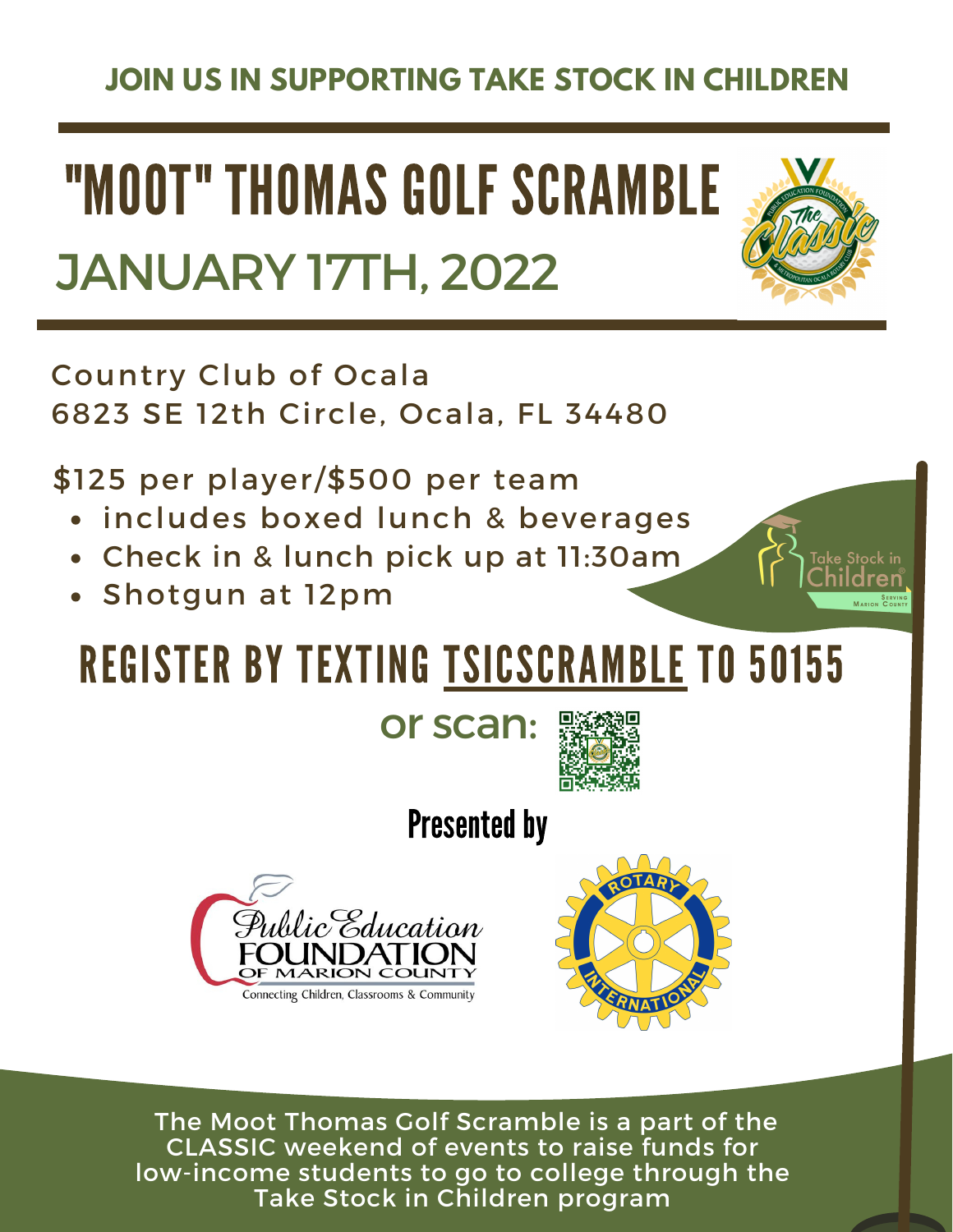**JOIN US IN SUPPORTING TAKE STOCK IN CHILDREN**

# "MOOT" THOMAS GOLF SCRAMBLE

## JANUARY 17TH, 2022

Country Club of Ocala
6823 SE 12th Circle, Ocala, FL 34480

$125 per player/$500 per team

- includes boxed lunch & beverages
- Check in & lunch pick up at 11:30am
- Shotgun at 12pm

## REGISTER BY TEXTING TSICSCRAMBLE TO 50155

or scan:

### Presented by

The Moot Thomas Golf Scramble is a part of the CLASSIC weekend of events to raise funds for low-income students to go to college through the Take Stock in Children program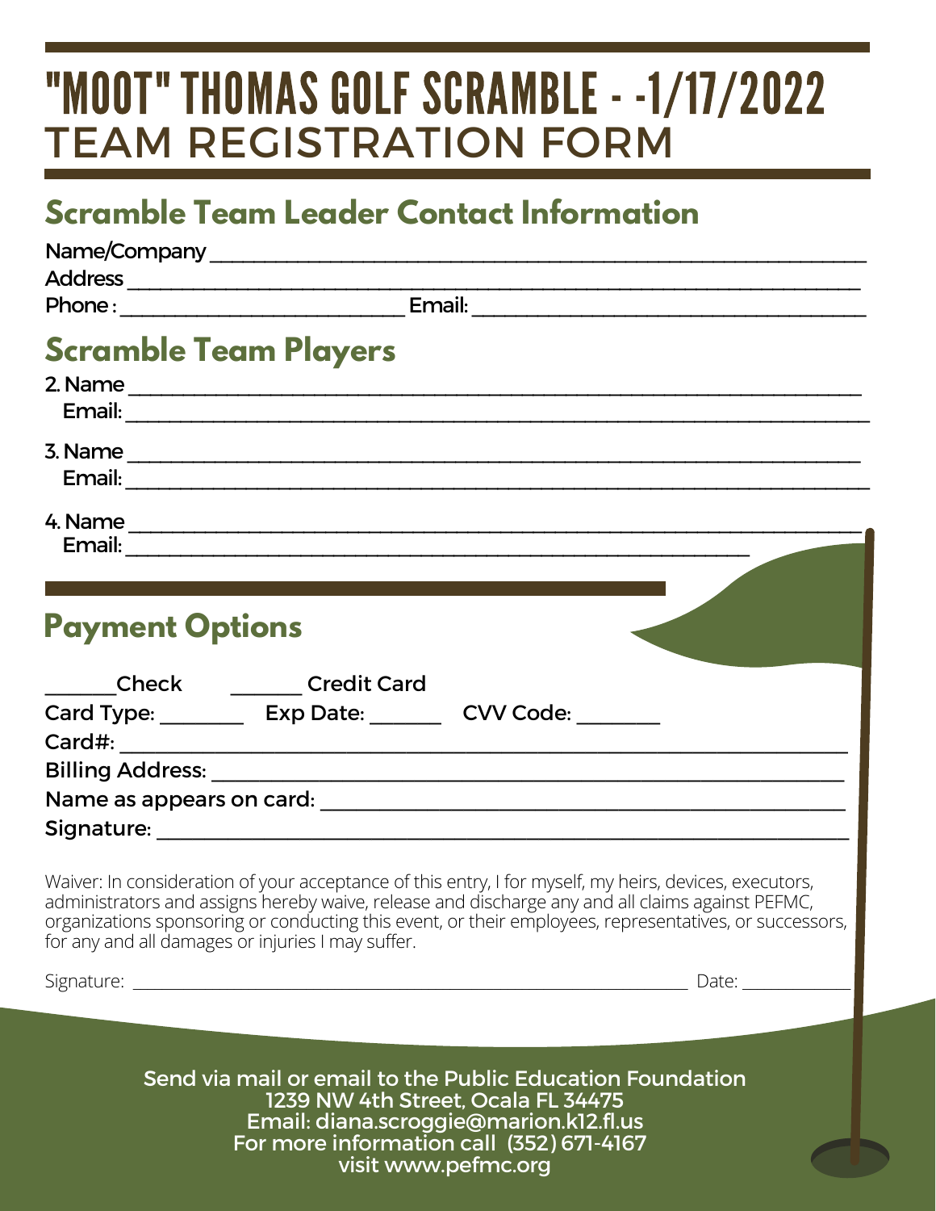# "MOOT" THOMAS GOLF SCRAMBLE - -1/17/2022
# TEAM REGISTRATION FORM

## Scramble Team Leader Contact Information

Name/Company ___________________________________________

Address ___________________________________________

Phone : ____________________ Email: ____________________

## Scramble Team Players

2. Name ___________________________________________
   Email: ___________________________________________

3. Name ___________________________________________
   Email: ___________________________________________

4. Name ___________________________________________
   Email: ___________________________________________

## Payment Options

______Check ______ Credit Card

Card Type: _______ Exp Date: ______ CVV Code: _______

Card#: ___________________________________________

Billing Address: ___________________________________________

Name as appears on card: ___________________________________________

Signature: ___________________________________________

Waiver: In consideration of your acceptance of this entry, I for myself, my heirs, devices, executors, administrators and assigns hereby waive, release and discharge any and all claims against PEFMC, organizations sponsoring or conducting this event, or their employees, representatives, or successors, for any and all damages or injuries I may suffer.

Signature: ___________________________________________ Date: ___________

Send via mail or email to the Public Education Foundation
1239 NW 4th Street, Ocala FL 34475
Email: diana.scroggie@marion.k12.fl.us
For more information call (352) 671-4167
visit www.pefmc.org